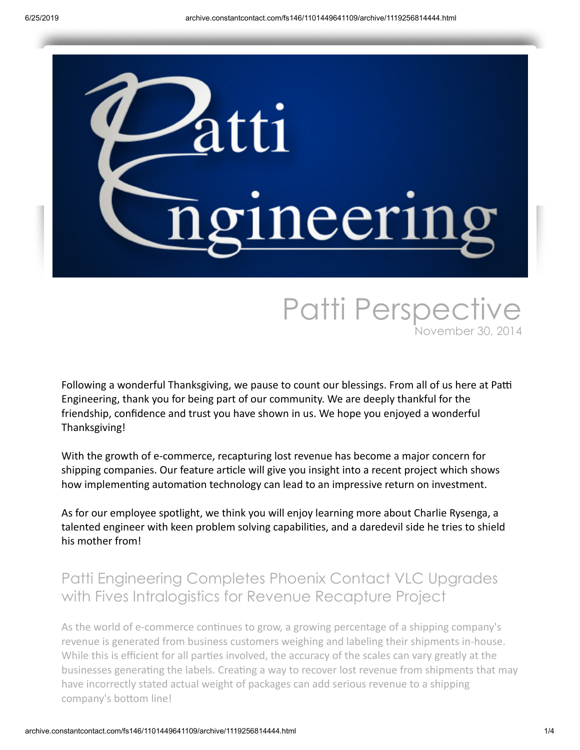# Patti Perspective

November 30, 2014

Following a wonderful Thanksgiving, we pause to count our blessings. From all of us here at Patti Engineering, thank you for being part of our community. We are deeply thankful for the friendship, confidence and trust you have shown in us. We hope you enjoyed a wonderful Thanksgiving!

With the growth of e-commerce, recapturing lost revenue has become a major concern for shipping companies. Our feature article will give you insight into a recent project which shows how implementing automation technology can lead to an impressive return on investment.

As for our employee spotlight, we think you will enjoy learning more about Charlie Rysenga, a talented engineer with keen problem solving capabilities, and a daredevil side he tries to shield his mother from!

## Patti Engineering Completes Phoenix Contact VLC Upgrades with Fives Intralogistics for Revenue Recapture Project

As the world of e-commerce continues to grow, a growing percentage of a shipping company's revenue is generated from business customers weighing and labeling their shipments in-house. While this is efficient for all parties involved, the accuracy of the scales can vary greatly at the businesses generating the labels. Creating a way to recover lost revenue from shipments that may have incorrectly stated actual weight of packages can add serious revenue to a shipping company's bottom line!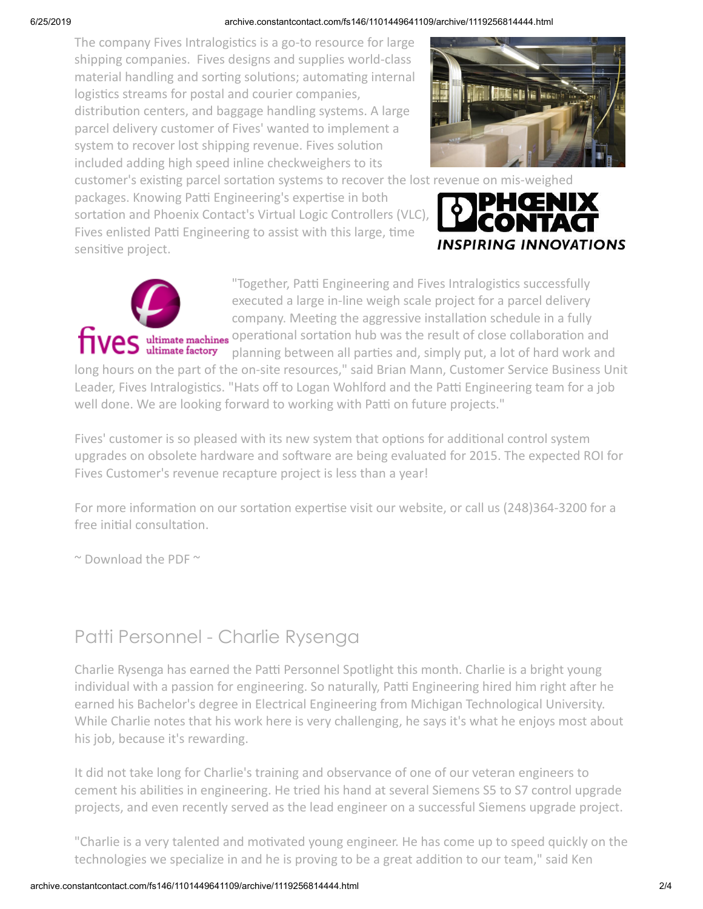The company Fives Intralogistics is a go-to resource for large shipping companies. Fives designs and supplies world-class material handling and sorting solutions; automating internal logistics streams for postal and courier companies, distribution centers, and baggage handling systems. A large parcel delivery customer of Fives' wanted to implement a system to recover lost shipping revenue. Fives solution included adding high speed inline checkweighers to its customer's existing parcel sortation systems to recover the lost revenue on mis-weighed packages. Knowing Patti Engineering's expertise in both sortation and Phoenix Contact's Virtual Logic Controllers (VLC), Fives enlisted Patti Engineering to assist with this large, time sensitive project.

"Together, Patti Engineering and Fives Intralogistics successfully executed a large in-line weigh scale project for a parcel delivery company. Meeting the aggressive installation schedule in a fully operational sortation hub was the result of close collaboration and planning between all parties and, simply put, a lot of hard work and long hours on the part of the on-site resources," said Brian Mann, Customer Service Business Unit Leader, Fives Intralogistics. "Hats off to Logan Wohlford and the Patti Engineering team for a job well done. We are looking forward to working with Patti on future projects."

Fives' customer is so pleased with its new system that options for additional control system upgrades on obsolete hardware and software are being evaluated for 2015. The expected ROI for Fives Customer's revenue recapture project is less than a year!

For more information on our sortation expertise visit our website, or call us (248)364-3200 for a free initial consultation.

~ Download the PDF ~

## Patti Personnel - Charlie Rysenga

Charlie Rysenga has earned the Patti Personnel Spotlight this month. Charlie is a bright young individual with a passion for engineering. So naturally, Patti Engineering hired him right after he earned his Bachelor's degree in Electrical Engineering from Michigan Technological University. While Charlie notes that his work here is very challenging, he says it's what he enjoys most about his job, because it's rewarding.

It did not take long for Charlie's training and observance of one of our veteran engineers to cement his abilities in engineering. He tried his hand at several Siemens S5 to S7 control upgrade projects, and even recently served as the lead engineer on a successful Siemens upgrade project.

"Charlie is a very talented and motivated young engineer. He has come up to speed quickly on the technologies we specialize in and he is proving to be a great addition to our team," said Ken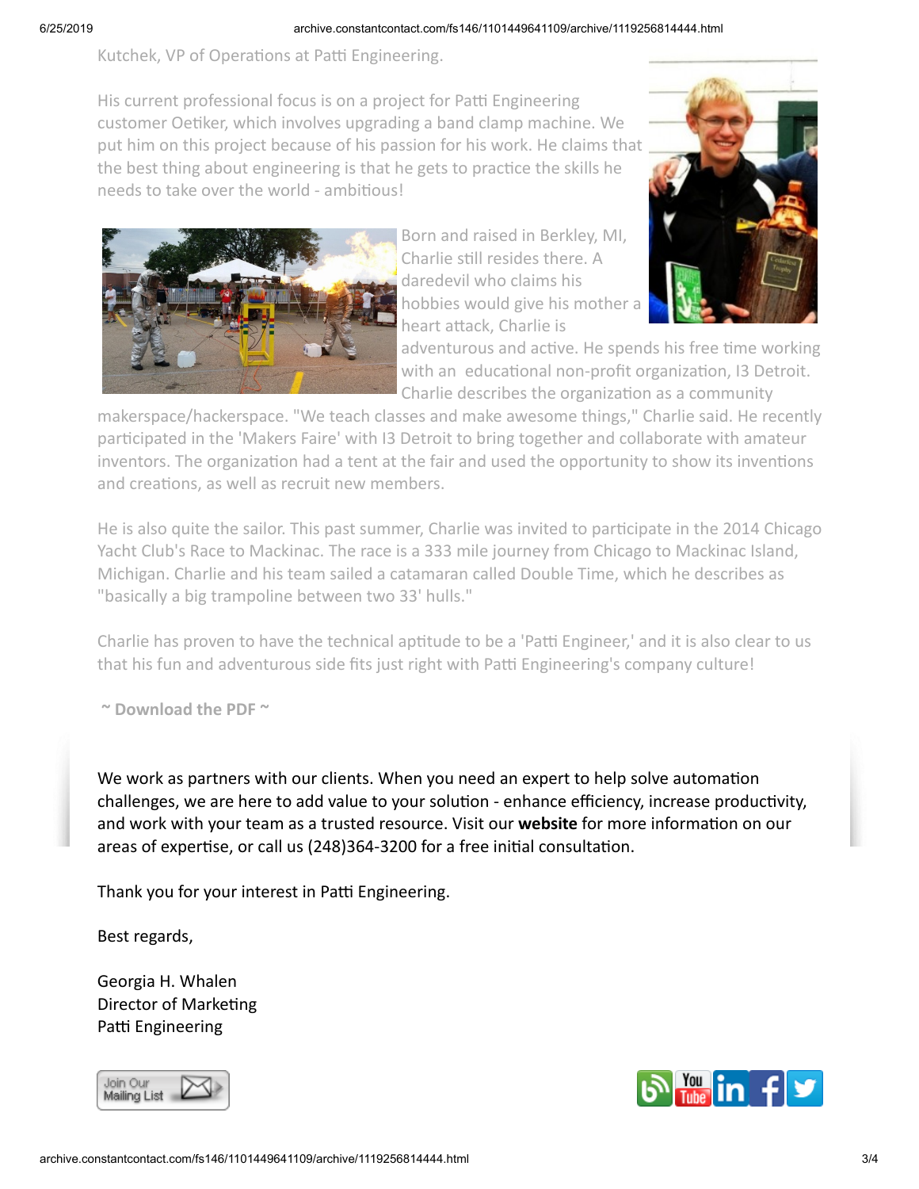Kutchek, VP of Operations at Patti Engineering.

His current professional focus is on a project for Patti Engineering customer Oetiker, which involves upgrading a band clamp machine. We put him on this project because of his passion for his work. He claims that the best thing about engineering is that he gets to practice the skills he needs to take over the world - ambitious!

Born and raised in Berkley, MI, Charlie still resides there. A daredevil who claims his hobbies would give his mother a heart attack, Charlie is adventurous and active. He spends his free time working with an educational non-profit organization, I3 Detroit. Charlie describes the organization as a community makerspace/hackerspace. "We teach classes and make awesome things," Charlie said. He recently participated in the 'Makers Faire' with I3 Detroit to bring together and collaborate with amateur inventors. The organization had a tent at the fair and used the opportunity to show its inventions and creations, as well as recruit new members.

He is also quite the sailor. This past summer, Charlie was invited to participate in the 2014 Chicago Yacht Club's Race to Mackinac. The race is a 333 mile journey from Chicago to Mackinac Island, Michigan. Charlie and his team sailed a catamaran called Double Time, which he describes as "basically a big trampoline between two 33' hulls."

Charlie has proven to have the technical aptitude to be a 'Patti Engineer,' and it is also clear to us that his fun and adventurous side fits just right with Patti Engineering's company culture!

**~ Download the PDF ~**

We work as partners with our clients. When you need an expert to help solve automation challenges, we are here to add value to your solution - enhance efficiency, increase productivity, and work with your team as a trusted resource. Visit our **website** for more information on our areas of expertise, or call us (248)364-3200 for a free initial consultation.

Thank you for your interest in Patti Engineering.

Best regards,

Georgia H. Whalen
Director of Marketing
Patti Engineering

Join Our Mailing List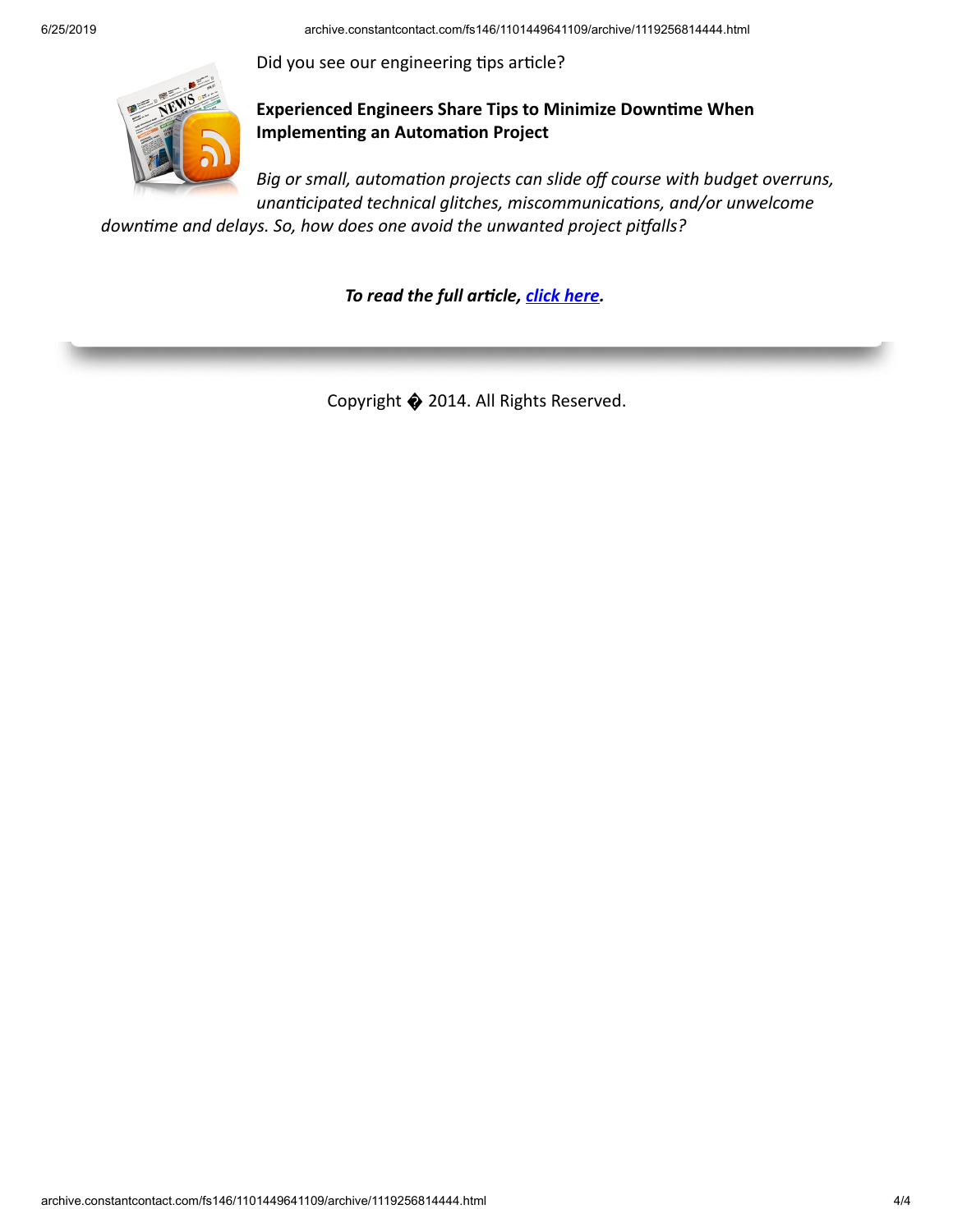Did you see our engineering tips article?

**Experienced Engineers Share Tips to Minimize Downtime When Implementing an Automation Project**

*Big or small, automation projects can slide off course with budget overruns, unanticipated technical glitches, miscommunications, and/or unwelcome downtime and delays. So, how does one avoid the unwanted project pitfalls?*

***To read the full article, click here.***

Copyright � 2014. All Rights Reserved.